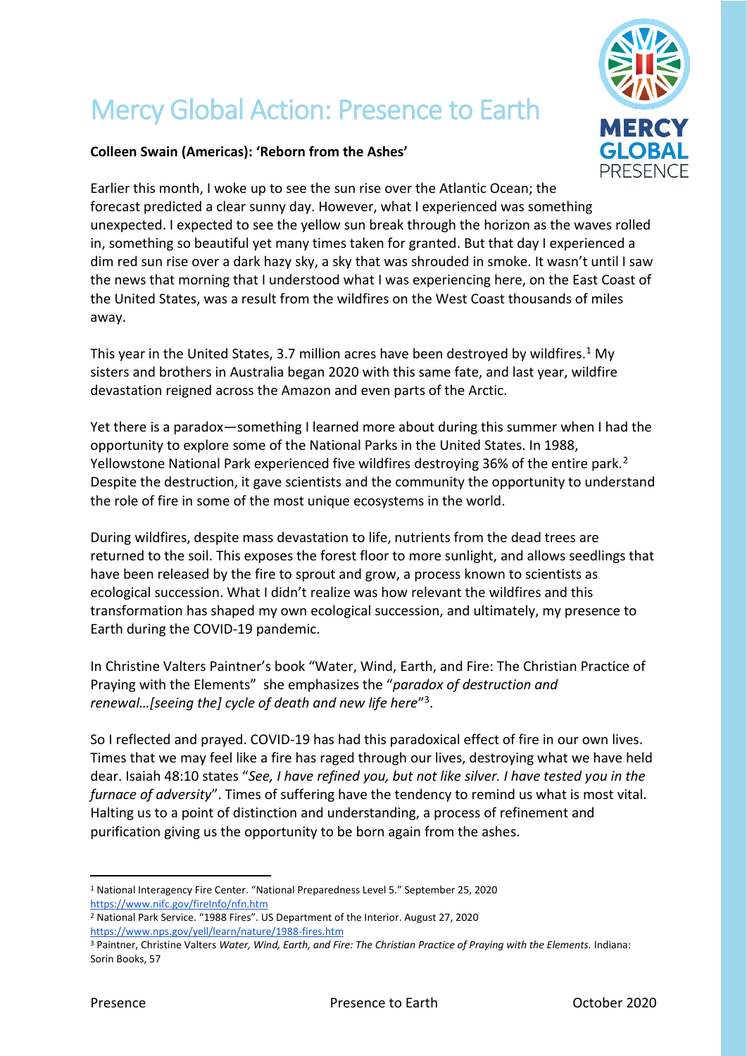# Mercy Global Action: Presence to Earth

MERCY GLOBAL PRESENCE

**Colleen Swain (Americas): 'Reborn from the Ashes'**

Earlier this month, I woke up to see the sun rise over the Atlantic Ocean; the forecast predicted a clear sunny day. However, what I experienced was something unexpected. I expected to see the yellow sun break through the horizon as the waves rolled in, something so beautiful yet many times taken for granted. But that day I experienced a dim red sun rise over a dark hazy sky, a sky that was shrouded in smoke. It wasn't until I saw the news that morning that I understood what I was experiencing here, on the East Coast of the United States, was a result from the wildfires on the West Coast thousands of miles away.

This year in the United States, 3.7 million acres have been destroyed by wildfires.[1] My sisters and brothers in Australia began 2020 with this same fate, and last year, wildfire devastation reigned across the Amazon and even parts of the Arctic.

Yet there is a paradox—something I learned more about during this summer when I had the opportunity to explore some of the National Parks in the United States. In 1988, Yellowstone National Park experienced five wildfires destroying 36% of the entire park.[2] Despite the destruction, it gave scientists and the community the opportunity to understand the role of fire in some of the most unique ecosystems in the world.

During wildfires, despite mass devastation to life, nutrients from the dead trees are returned to the soil. This exposes the forest floor to more sunlight, and allows seedlings that have been released by the fire to sprout and grow, a process known to scientists as ecological succession. What I didn't realize was how relevant the wildfires and this transformation has shaped my own ecological succession, and ultimately, my presence to Earth during the COVID-19 pandemic.

In Christine Valters Paintner's book "Water, Wind, Earth, and Fire: The Christian Practice of Praying with the Elements" she emphasizes the "*paradox of destruction and renewal…[seeing the] cycle of death and new life here*"[3].

So I reflected and prayed. COVID-19 has had this paradoxical effect of fire in our own lives. Times that we may feel like a fire has raged through our lives, destroying what we have held dear. Isaiah 48:10 states "*See, I have refined you, but not like silver. I have tested you in the furnace of adversity*". Times of suffering have the tendency to remind us what is most vital. Halting us to a point of distinction and understanding, a process of refinement and purification giving us the opportunity to be born again from the ashes.

---

[1] National Interagency Fire Center. "National Preparedness Level 5." September 25, 2020 https://www.nifc.gov/fireInfo/nfn.htm

[2] National Park Service. "1988 Fires". US Department of the Interior. August 27, 2020 https://www.nps.gov/yell/learn/nature/1988-fires.htm

[3] Paintner, Christine Valters *Water, Wind, Earth, and Fire: The Christian Practice of Praying with the Elements.* Indiana: Sorin Books, 57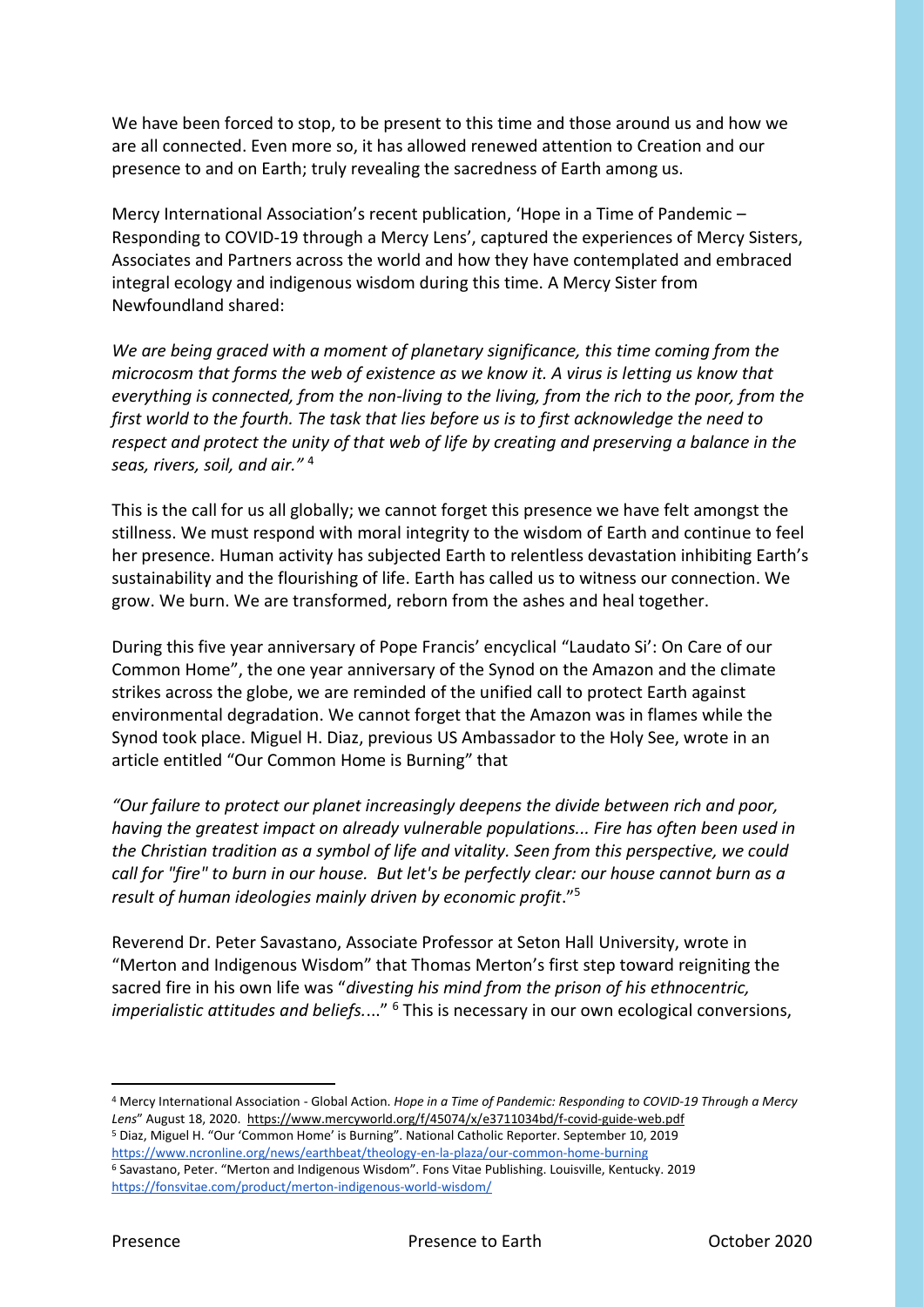We have been forced to stop, to be present to this time and those around us and how we are all connected. Even more so, it has allowed renewed attention to Creation and our presence to and on Earth; truly revealing the sacredness of Earth among us.

Mercy International Association's recent publication, 'Hope in a Time of Pandemic – Responding to COVID-19 through a Mercy Lens', captured the experiences of Mercy Sisters, Associates and Partners across the world and how they have contemplated and embraced integral ecology and indigenous wisdom during this time. A Mercy Sister from Newfoundland shared:

*We are being graced with a moment of planetary significance, this time coming from the microcosm that forms the web of existence as we know it. A virus is letting us know that everything is connected, from the non-living to the living, from the rich to the poor, from the first world to the fourth. The task that lies before us is to first acknowledge the need to respect and protect the unity of that web of life by creating and preserving a balance in the seas, rivers, soil, and air."* [4]

This is the call for us all globally; we cannot forget this presence we have felt amongst the stillness. We must respond with moral integrity to the wisdom of Earth and continue to feel her presence. Human activity has subjected Earth to relentless devastation inhibiting Earth's sustainability and the flourishing of life. Earth has called us to witness our connection. We grow. We burn. We are transformed, reborn from the ashes and heal together.

During this five year anniversary of Pope Francis' encyclical "Laudato Si': On Care of our Common Home", the one year anniversary of the Synod on the Amazon and the climate strikes across the globe, we are reminded of the unified call to protect Earth against environmental degradation. We cannot forget that the Amazon was in flames while the Synod took place. Miguel H. Diaz, previous US Ambassador to the Holy See, wrote in an article entitled "Our Common Home is Burning" that

*"Our failure to protect our planet increasingly deepens the divide between rich and poor, having the greatest impact on already vulnerable populations... Fire has often been used in the Christian tradition as a symbol of life and vitality. Seen from this perspective, we could call for "fire" to burn in our house. But let's be perfectly clear: our house cannot burn as a result of human ideologies mainly driven by economic profit*."[5]

Reverend Dr. Peter Savastano, Associate Professor at Seton Hall University, wrote in "Merton and Indigenous Wisdom" that Thomas Merton's first step toward reigniting the sacred fire in his own life was "*divesting his mind from the prison of his ethnocentric, imperialistic attitudes and beliefs....*" [6] This is necessary in our own ecological conversions,

---

[4] Mercy International Association - Global Action. *Hope in a Time of Pandemic: Responding to COVID-19 Through a Mercy Lens*" August 18, 2020. https://www.mercyworld.org/f/45074/x/e3711034bd/f-covid-guide-web.pdf

[5] Diaz, Miguel H. "Our 'Common Home' is Burning". National Catholic Reporter. September 10, 2019 https://www.ncronline.org/news/earthbeat/theology-en-la-plaza/our-common-home-burning

[6] Savastano, Peter. "Merton and Indigenous Wisdom". Fons Vitae Publishing. Louisville, Kentucky. 2019 https://fonsvitae.com/product/merton-indigenous-world-wisdom/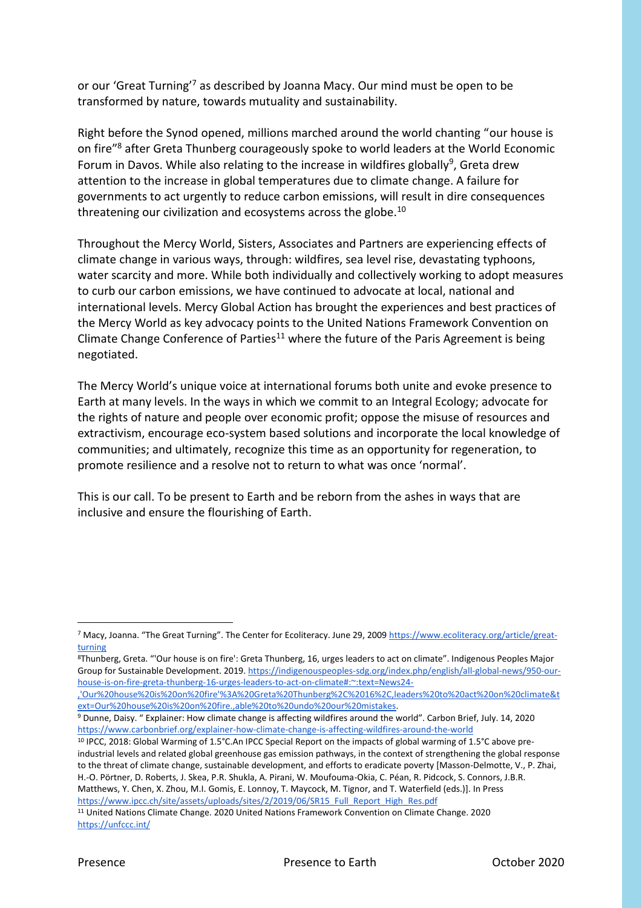or our 'Great Turning'[7] as described by Joanna Macy. Our mind must be open to be transformed by nature, towards mutuality and sustainability.

Right before the Synod opened, millions marched around the world chanting "our house is on fire"[8] after Greta Thunberg courageously spoke to world leaders at the World Economic Forum in Davos. While also relating to the increase in wildfires globally[9], Greta drew attention to the increase in global temperatures due to climate change. A failure for governments to act urgently to reduce carbon emissions, will result in dire consequences threatening our civilization and ecosystems across the globe.[10]

Throughout the Mercy World, Sisters, Associates and Partners are experiencing effects of climate change in various ways, through: wildfires, sea level rise, devastating typhoons, water scarcity and more. While both individually and collectively working to adopt measures to curb our carbon emissions, we have continued to advocate at local, national and international levels. Mercy Global Action has brought the experiences and best practices of the Mercy World as key advocacy points to the United Nations Framework Convention on Climate Change Conference of Parties[11] where the future of the Paris Agreement is being negotiated.

The Mercy World's unique voice at international forums both unite and evoke presence to Earth at many levels. In the ways in which we commit to an Integral Ecology; advocate for the rights of nature and people over economic profit; oppose the misuse of resources and extractivism, encourage eco-system based solutions and incorporate the local knowledge of communities; and ultimately, recognize this time as an opportunity for regeneration, to promote resilience and a resolve not to return to what was once 'normal'.

This is our call. To be present to Earth and be reborn from the ashes in ways that are inclusive and ensure the flourishing of Earth.

---

[7] Macy, Joanna. "The Great Turning". The Center for Ecoliteracy. June 29, 2009 https://www.ecoliteracy.org/article/great-turning

[8] Thunberg, Greta. "'Our house is on fire': Greta Thunberg, 16, urges leaders to act on climate". Indigenous Peoples Major Group for Sustainable Development. 2019. https://indigenouspeoples-sdg.org/index.php/english/all-global-news/950-our-house-is-on-fire-greta-thunberg-16-urges-leaders-to-act-on-climate#:~:text=News24-,'Our%20house%20is%20on%20fire'%3A%20Greta%20Thunberg%2C%2016%2C,leaders%20to%20act%20on%20climate&text=Our%20house%20is%20on%20fire.,able%20to%20undo%20our%20mistakes.

[9] Dunne, Daisy. " Explainer: How climate change is affecting wildfires around the world". Carbon Brief, July. 14, 2020 https://www.carbonbrief.org/explainer-how-climate-change-is-affecting-wildfires-around-the-world

[10] IPCC, 2018: Global Warming of 1.5°C.An IPCC Special Report on the impacts of global warming of 1.5°C above pre-industrial levels and related global greenhouse gas emission pathways, in the context of strengthening the global response to the threat of climate change, sustainable development, and efforts to eradicate poverty [Masson-Delmotte, V., P. Zhai, H.-O. Pörtner, D. Roberts, J. Skea, P.R. Shukla, A. Pirani, W. Moufouma-Okia, C. Péan, R. Pidcock, S. Connors, J.B.R. Matthews, Y. Chen, X. Zhou, M.I. Gomis, E. Lonnoy, T. Maycock, M. Tignor, and T. Waterfield (eds.)]. In Press https://www.ipcc.ch/site/assets/uploads/sites/2/2019/06/SR15_Full_Report_High_Res.pdf

[11] United Nations Climate Change. 2020 United Nations Framework Convention on Climate Change. 2020 https://unfccc.int/